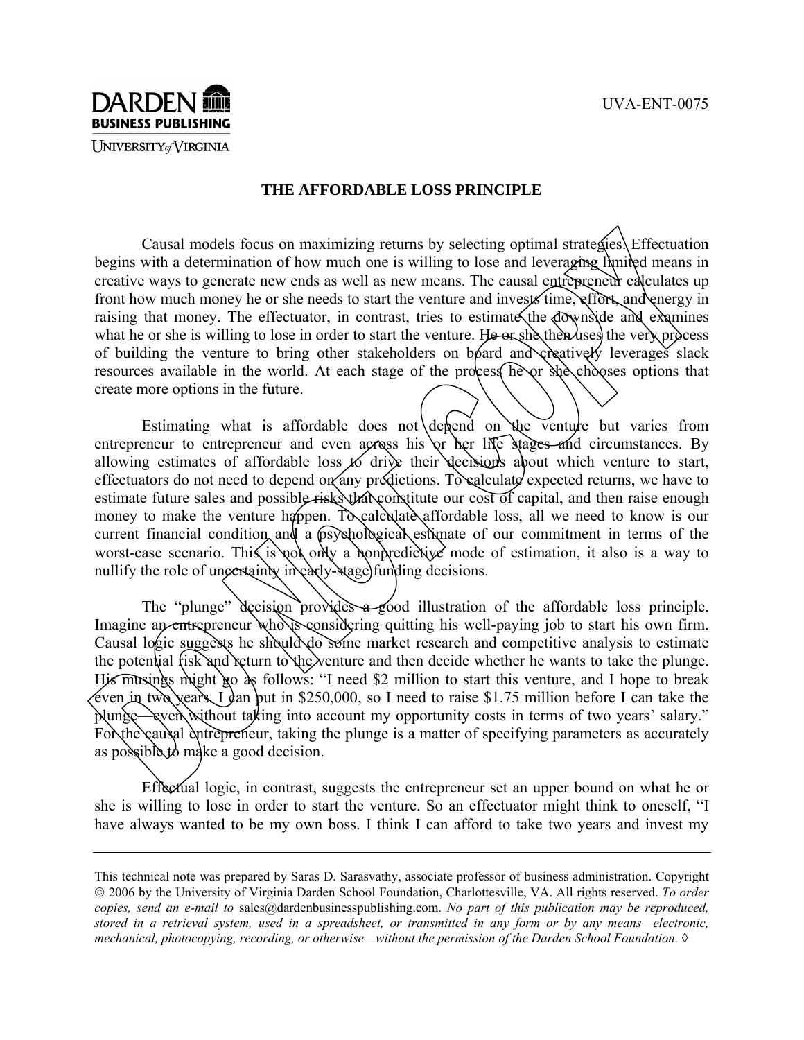UVA-ENT-0075

# THE AFFORDABLE LOSS PRINCIPLE

Causal models focus on maximizing returns by selecting optimal strategies. Effectuation begins with a determination of how much one is willing to lose and leveraging limited means in creative ways to generate new ends as well as new means. The causal entrepreneur calculates up front how much money he or she needs to start the venture and invests time, effort, and energy in raising that money. The effectuator, in contrast, tries to estimate the downside and examines what he or she is willing to lose in order to start the venture. He or she then uses the very process of building the venture to bring other stakeholders on board and creatively leverages slack resources available in the world. At each stage of the process he or she chooses options that create more options in the future.

Estimating what is affordable does not depend on the venture but varies from entrepreneur to entrepreneur and even across his or her life stages and circumstances. By allowing estimates of affordable loss to drive their decisions about which venture to start, effectuators do not need to depend on any predictions. To calculate expected returns, we have to estimate future sales and possible risks that constitute our cost of capital, and then raise enough money to make the venture happen. To calculate affordable loss, all we need to know is our current financial condition and a psychological estimate of our commitment in terms of the worst-case scenario. This is not only a nonpredictive mode of estimation, it also is a way to nullify the role of uncertainty in early-stage funding decisions.

The "plunge" decision provides a good illustration of the affordable loss principle. Imagine an entrepreneur who is considering quitting his well-paying job to start his own firm. Causal logic suggests he should do some market research and competitive analysis to estimate the potential risk and return to the venture and then decide whether he wants to take the plunge. His musings might go as follows: "I need $2 million to start this venture, and I hope to break even in two years. I can put in $250,000, so I need to raise $1.75 million before I can take the plunge—even without taking into account my opportunity costs in terms of two years' salary." For the causal entrepreneur, taking the plunge is a matter of specifying parameters as accurately as possible to make a good decision.

Effectual logic, in contrast, suggests the entrepreneur set an upper bound on what he or she is willing to lose in order to start the venture. So an effectuator might think to oneself, "I have always wanted to be my own boss. I think I can afford to take two years and invest my

---

This technical note was prepared by Saras D. Sarasvathy, associate professor of business administration. Copyright © 2006 by the University of Virginia Darden School Foundation, Charlottesville, VA. All rights reserved. *To order copies, send an e-mail to* sales@dardenbusinesspublishing.com. *No part of this publication may be reproduced, stored in a retrieval system, used in a spreadsheet, or transmitted in any form or by any means—electronic, mechanical, photocopying, recording, or otherwise—without the permission of the Darden School Foundation.* ◊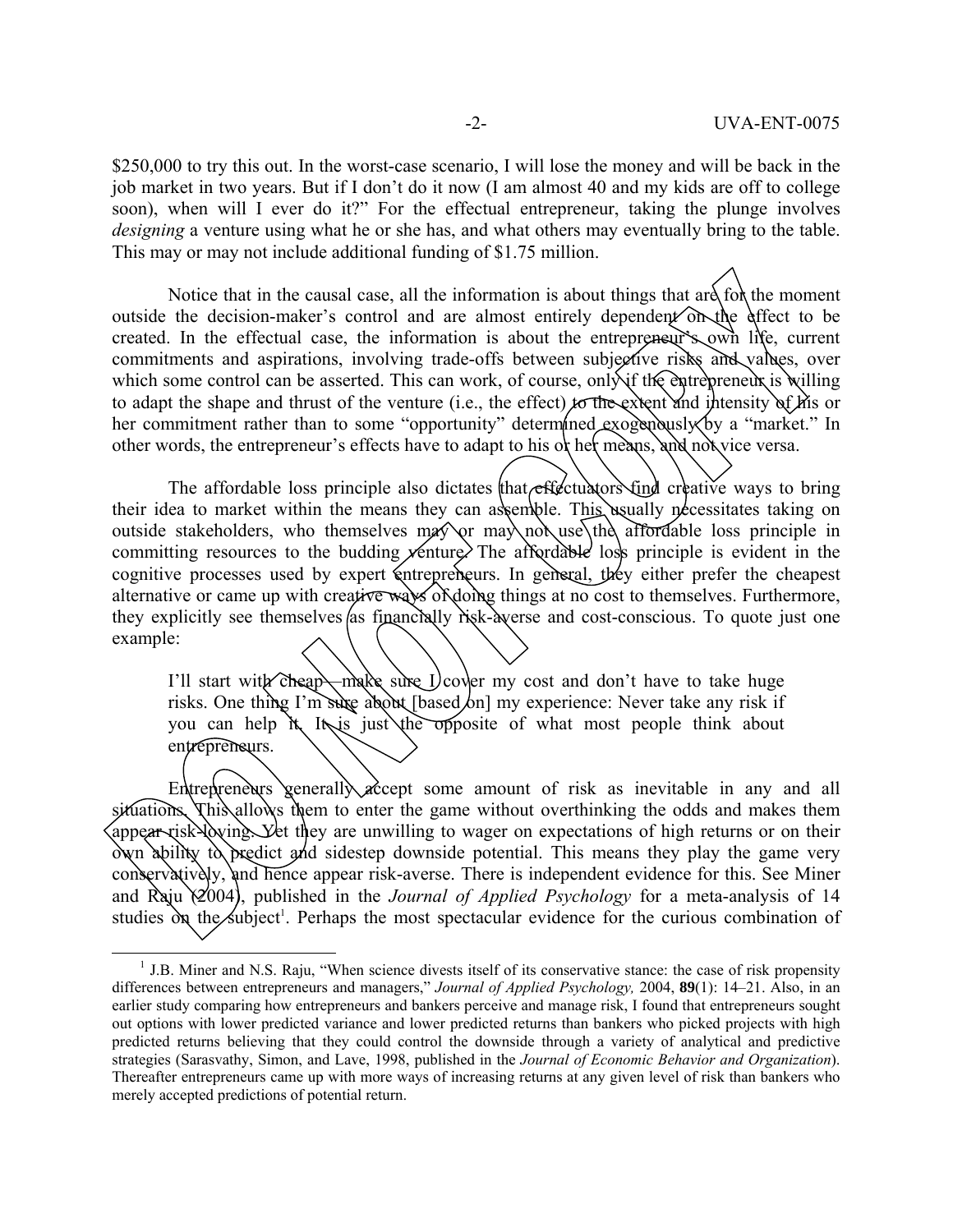$250,000 to try this out. In the worst-case scenario, I will lose the money and will be back in the job market in two years. But if I don't do it now (I am almost 40 and my kids are off to college soon), when will I ever do it?" For the effectual entrepreneur, taking the plunge involves *designing* a venture using what he or she has, and what others may eventually bring to the table. This may or may not include additional funding of $1.75 million.

Notice that in the causal case, all the information is about things that are for the moment outside the decision-maker's control and are almost entirely dependent on the effect to be created. In the effectual case, the information is about the entrepreneur's own life, current commitments and aspirations, involving trade-offs between subjective risks and values, over which some control can be asserted. This can work, of course, only if the entrepreneur is willing to adapt the shape and thrust of the venture (i.e., the effect) to the extent and intensity of his or her commitment rather than to some "opportunity" determined exogenously by a "market." In other words, the entrepreneur's effects have to adapt to his or her means, and not vice versa.

The affordable loss principle also dictates that effectuators find creative ways to bring their idea to market within the means they can assemble. This usually necessitates taking on outside stakeholders, who themselves may or may not use the affordable loss principle in committing resources to the budding venture. The affordable loss principle is evident in the cognitive processes used by expert entrepreneurs. In general, they either prefer the cheapest alternative or came up with creative ways of doing things at no cost to themselves. Furthermore, they explicitly see themselves as financially risk-averse and cost-conscious. To quote just one example:

> I'll start with cheap—make sure I cover my cost and don't have to take huge risks. One thing I'm sure about [based on] my experience: Never take any risk if you can help it. It is just the opposite of what most people think about entrepreneurs.

Entrepreneurs generally accept some amount of risk as inevitable in any and all situations. This allows them to enter the game without overthinking the odds and makes them appear risk-loving. Yet they are unwilling to wager on expectations of high returns or on their own ability to predict and sidestep downside potential. This means they play the game very conservatively, and hence appear risk-averse. There is independent evidence for this. See Miner and Raju (2004), published in the *Journal of Applied Psychology* for a meta-analysis of 14 studies on the subject[1]. Perhaps the most spectacular evidence for the curious combination of

[1] J.B. Miner and N.S. Raju, "When science divests itself of its conservative stance: the case of risk propensity differences between entrepreneurs and managers," *Journal of Applied Psychology,* 2004, **89**(1): 14–21. Also, in an earlier study comparing how entrepreneurs and bankers perceive and manage risk, I found that entrepreneurs sought out options with lower predicted variance and lower predicted returns than bankers who picked projects with high predicted returns believing that they could control the downside through a variety of analytical and predictive strategies (Sarasvathy, Simon, and Lave, 1998, published in the *Journal of Economic Behavior and Organization*). Thereafter entrepreneurs came up with more ways of increasing returns at any given level of risk than bankers who merely accepted predictions of potential return.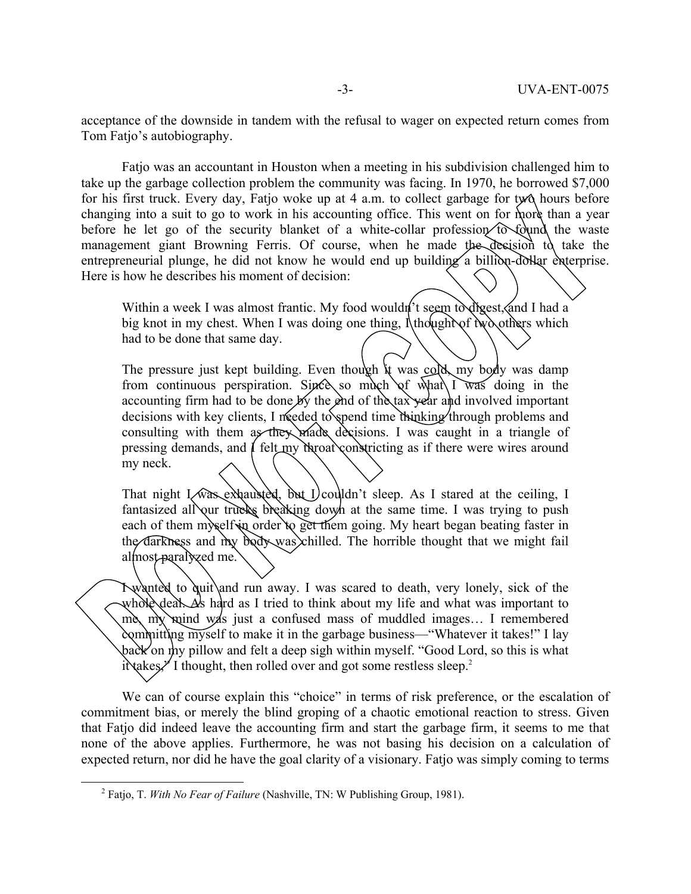acceptance of the downside in tandem with the refusal to wager on expected return comes from Tom Fatjo's autobiography.

Fatjo was an accountant in Houston when a meeting in his subdivision challenged him to take up the garbage collection problem the community was facing. In 1970, he borrowed $7,000 for his first truck. Every day, Fatjo woke up at 4 a.m. to collect garbage for two hours before changing into a suit to go to work in his accounting office. This went on for more than a year before he let go of the security blanket of a white-collar profession to found the waste management giant Browning Ferris. Of course, when he made the decision to take the entrepreneurial plunge, he did not know he would end up building a billion-dollar enterprise. Here is how he describes his moment of decision:

> Within a week I was almost frantic. My food wouldn't seem to digest, and I had a big knot in my chest. When I was doing one thing, I thought of two others which had to be done that same day.
>
> The pressure just kept building. Even though it was cold, my body was damp from continuous perspiration. Since so much of what I was doing in the accounting firm had to be done by the end of the tax year and involved important decisions with key clients, I needed to spend time thinking through problems and consulting with them as they made decisions. I was caught in a triangle of pressing demands, and I felt my throat constricting as if there were wires around my neck.
>
> That night I was exhausted, but I couldn't sleep. As I stared at the ceiling, I fantasized all our trucks breaking down at the same time. I was trying to push each of them myself in order to get them going. My heart began beating faster in the darkness and my body was chilled. The horrible thought that we might fail almost paralyzed me.
>
> I wanted to quit and run away. I was scared to death, very lonely, sick of the whole deal. As hard as I tried to think about my life and what was important to me, my mind was just a confused mass of muddled images… I remembered committing myself to make it in the garbage business—"Whatever it takes!" I lay back on my pillow and felt a deep sigh within myself. "Good Lord, so this is what it takes," I thought, then rolled over and got some restless sleep.[2]

We can of course explain this "choice" in terms of risk preference, or the escalation of commitment bias, or merely the blind groping of a chaotic emotional reaction to stress. Given that Fatjo did indeed leave the accounting firm and start the garbage firm, it seems to me that none of the above applies. Furthermore, he was not basing his decision on a calculation of expected return, nor did he have the goal clarity of a visionary. Fatjo was simply coming to terms

[2] Fatjo, T. *With No Fear of Failure* (Nashville, TN: W Publishing Group, 1981).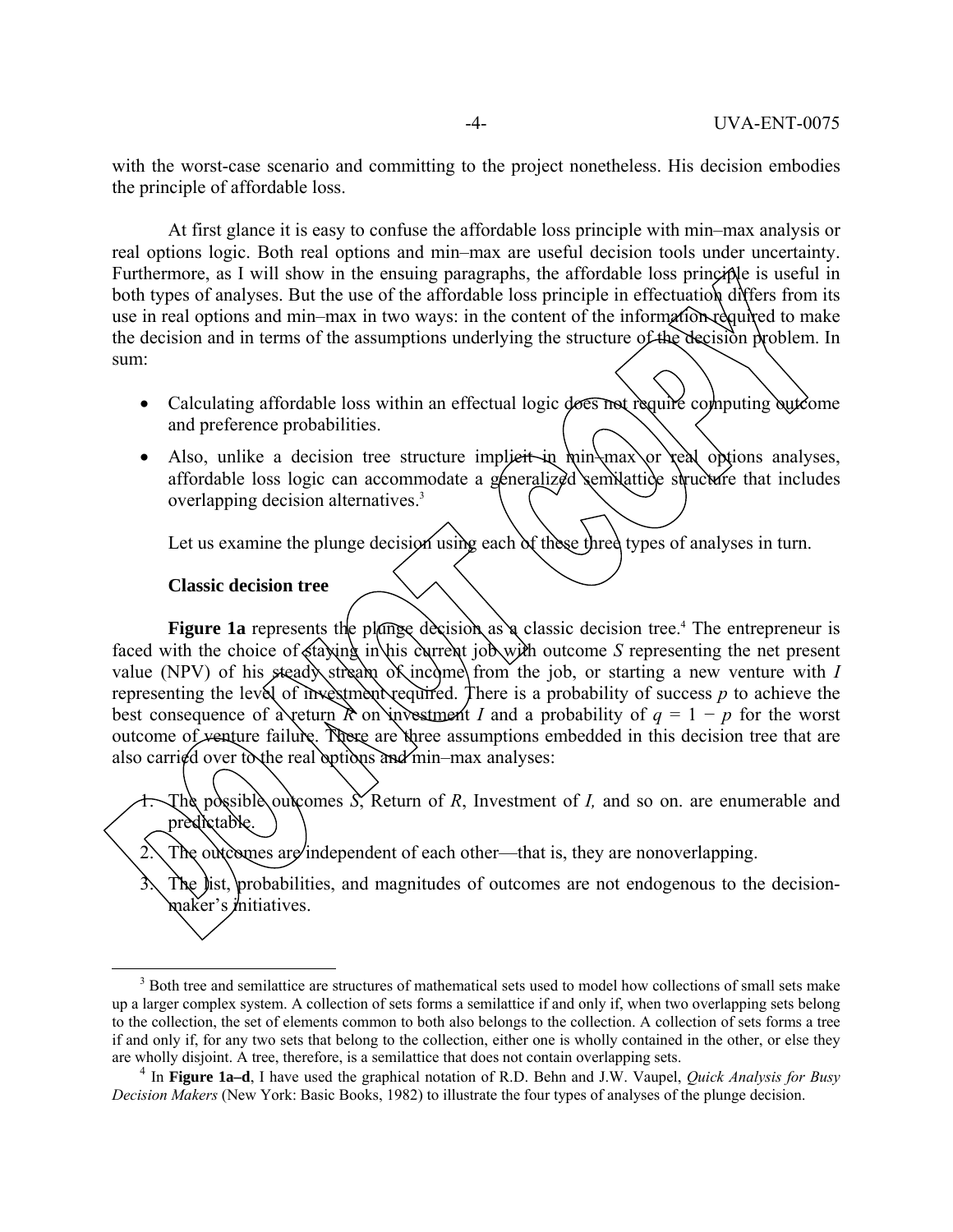with the worst-case scenario and committing to the project nonetheless. His decision embodies the principle of affordable loss.

At first glance it is easy to confuse the affordable loss principle with min–max analysis or real options logic. Both real options and min–max are useful decision tools under uncertainty. Furthermore, as I will show in the ensuing paragraphs, the affordable loss principle is useful in both types of analyses. But the use of the affordable loss principle in effectuation differs from its use in real options and min–max in two ways: in the content of the information required to make the decision and in terms of the assumptions underlying the structure of the decision problem. In sum:

- Calculating affordable loss within an effectual logic does not require computing outcome and preference probabilities.
- Also, unlike a decision tree structure implicit in min–max or real options analyses, affordable loss logic can accommodate a generalized semilattice structure that includes overlapping decision alternatives.[3]

Let us examine the plunge decision using each of these three types of analyses in turn.

**Classic decision tree**

**Figure 1a** represents the plunge decision as a classic decision tree.[4] The entrepreneur is faced with the choice of staying in his current job with outcome *S* representing the net present value (NPV) of his steady stream of income from the job, or starting a new venture with *I* representing the level of investment required. There is a probability of success *p* to achieve the best consequence of a return *R* on investment *I* and a probability of $q = 1 - p$ for the worst outcome of venture failure. There are three assumptions embedded in this decision tree that are also carried over to the real options and min–max analyses:

1. The possible outcomes *S*, Return of *R*, Investment of *I,* and so on. are enumerable and predictable.
2. The outcomes are independent of each other—that is, they are nonoverlapping.
3. The list, probabilities, and magnitudes of outcomes are not endogenous to the decision-maker's initiatives.

[3] Both tree and semilattice are structures of mathematical sets used to model how collections of small sets make up a larger complex system. A collection of sets forms a semilattice if and only if, when two overlapping sets belong to the collection, the set of elements common to both also belongs to the collection. A collection of sets forms a tree if and only if, for any two sets that belong to the collection, either one is wholly contained in the other, or else they are wholly disjoint. A tree, therefore, is a semilattice that does not contain overlapping sets.

[4] In **Figure 1a–d**, I have used the graphical notation of R.D. Behn and J.W. Vaupel, *Quick Analysis for Busy Decision Makers* (New York: Basic Books, 1982) to illustrate the four types of analyses of the plunge decision.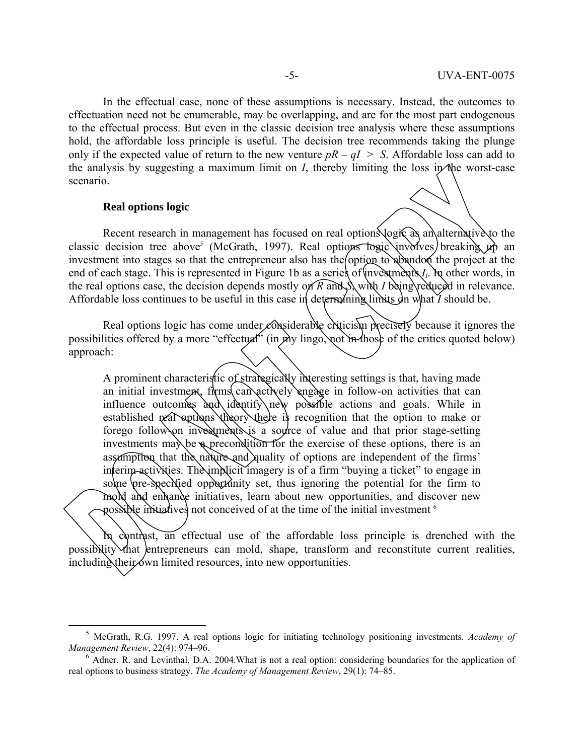In the effectual case, none of these assumptions is necessary. Instead, the outcomes to effectuation need not be enumerable, may be overlapping, and are for the most part endogenous to the effectual process. But even in the classic decision tree analysis where these assumptions hold, the affordable loss principle is useful. The decision tree recommends taking the plunge only if the expected value of return to the new venture $pR - qI > S$. Affordable loss can add to the analysis by suggesting a maximum limit on $I$, thereby limiting the loss in the worst-case scenario.

**Real options logic**

Recent research in management has focused on real options logic as an alternative to the classic decision tree above[5] (McGrath, 1997). Real options logic involves breaking up an investment into stages so that the entrepreneur also has the option to abandon the project at the end of each stage. This is represented in Figure 1b as a series of investments $I_i$. In other words, in the real options case, the decision depends mostly on $R$ and $S$, with $I$ being reduced in relevance. Affordable loss continues to be useful in this case in determining limits on what $I$ should be.

Real options logic has come under considerable criticism precisely because it ignores the possibilities offered by a more "effectual" (in my lingo, not in those of the critics quoted below) approach:

> A prominent characteristic of strategically interesting settings is that, having made an initial investment, firms can actively engage in follow-on activities that can influence outcomes and identify new possible actions and goals. While in established real options theory there is recognition that the option to make or forego follow-on investments is a source of value and that prior stage-setting investments may be a precondition for the exercise of these options, there is an assumption that the nature and quality of options are independent of the firms' interim activities. The implicit imagery is of a firm "buying a ticket" to engage in some pre-specified opportunity set, thus ignoring the potential for the firm to mold and enhance initiatives, learn about new opportunities, and discover new possible initiatives not conceived of at the time of the initial investment [6]

In contrast, an effectual use of the affordable loss principle is drenched with the possibility that entrepreneurs can mold, shape, transform and reconstitute current realities, including their own limited resources, into new opportunities.

---

[5] McGrath, R.G. 1997. A real options logic for initiating technology positioning investments. *Academy of Management Review*, 22(4): 974–96.

[6] Adner, R. and Levinthal, D.A. 2004.What is not a real option: considering boundaries for the application of real options to business strategy. *The Academy of Management Review*, 29(1): 74–85.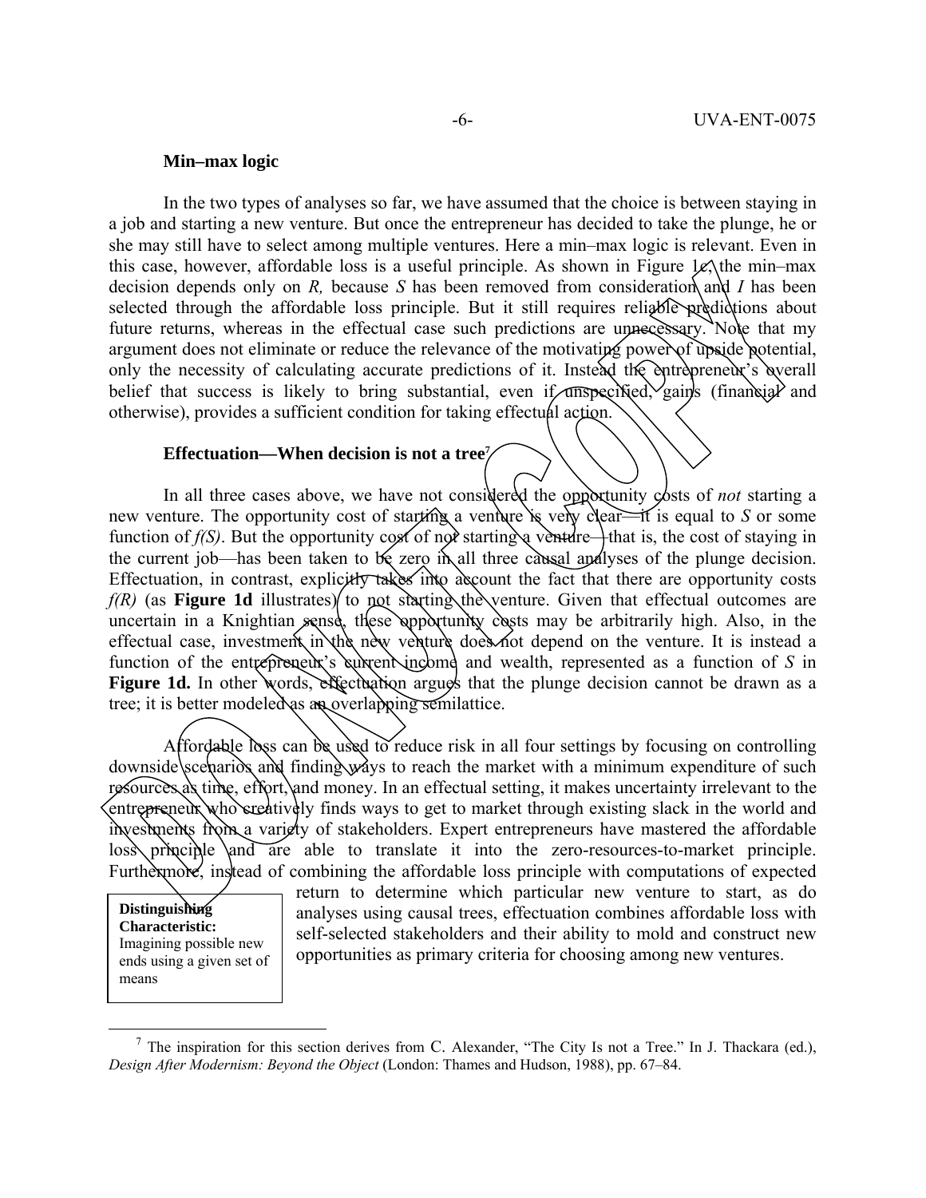### Min–max logic

In the two types of analyses so far, we have assumed that the choice is between staying in a job and starting a new venture. But once the entrepreneur has decided to take the plunge, he or she may still have to select among multiple ventures. Here a min–max logic is relevant. Even in this case, however, affordable loss is a useful principle. As shown in Figure 1c, the min–max decision depends only on *R,* because *S* has been removed from consideration and *I* has been selected through the affordable loss principle. But it still requires reliable predictions about future returns, whereas in the effectual case such predictions are unnecessary. Note that my argument does not eliminate or reduce the relevance of the motivating power of upside potential, only the necessity of calculating accurate predictions of it. Instead the entrepreneur's overall belief that success is likely to bring substantial, even if unspecified, gains (financial and otherwise), provides a sufficient condition for taking effectual action.

### Effectuation—When decision is not a tree[7]

In all three cases above, we have not considered the opportunity costs of *not* starting a new venture. The opportunity cost of starting a venture is very clear—it is equal to *S* or some function of *f(S)*. But the opportunity cost of not starting a venture—that is, the cost of staying in the current job—has been taken to be zero in all three causal analyses of the plunge decision. Effectuation, in contrast, explicitly takes into account the fact that there are opportunity costs *f(R)* (as **Figure 1d** illustrates) to not starting the venture. Given that effectual outcomes are uncertain in a Knightian sense, these opportunity costs may be arbitrarily high. Also, in the effectual case, investment in the new venture does not depend on the venture. It is instead a function of the entrepreneur's current income and wealth, represented as a function of *S* in **Figure 1d.** In other words, effectuation argues that the plunge decision cannot be drawn as a tree; it is better modeled as an overlapping semilattice.

Affordable loss can be used to reduce risk in all four settings by focusing on controlling downside scenarios and finding ways to reach the market with a minimum expenditure of such resources as time, effort, and money. In an effectual setting, it makes uncertainty irrelevant to the entrepreneur who creatively finds ways to get to market through existing slack in the world and investments from a variety of stakeholders. Expert entrepreneurs have mastered the affordable loss principle and are able to translate it into the zero-resources-to-market principle. Furthermore, instead of combining the affordable loss principle with computations of expected return to determine which particular new venture to start, as do analyses using causal trees, effectuation combines affordable loss with self-selected stakeholders and their ability to mold and construct new opportunities as primary criteria for choosing among new ventures.

**Distinguishing Characteristic:** Imagining possible new ends using a given set of means

[7] The inspiration for this section derives from C. Alexander, "The City Is not a Tree." In J. Thackara (ed.), *Design After Modernism: Beyond the Object* (London: Thames and Hudson, 1988), pp. 67–84.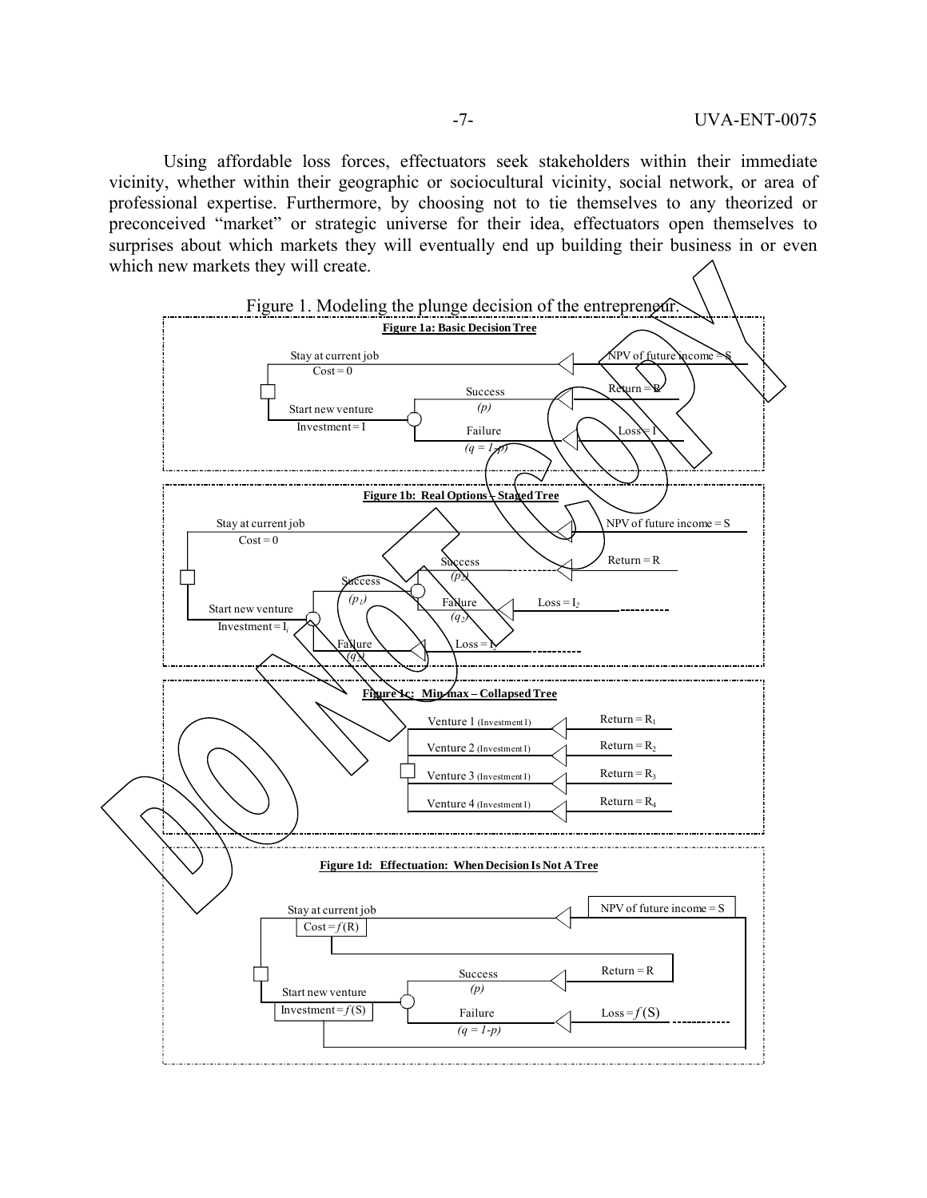Using affordable loss forces, effectuators seek stakeholders within their immediate vicinity, whether within their geographic or sociocultural vicinity, social network, or area of professional expertise. Furthermore, by choosing not to tie themselves to any theorized or preconceived "market" or strategic universe for their idea, effectuators open themselves to surprises about which markets they will eventually end up building their business in or even which new markets they will create.

Figure 1. Modeling the plunge decision of the entrepreneur.

**Figure 1a: Basic Decision Tree**

Stay at current job
Cost = 0
NPV of future income = S
Start new venture
Investment = I
Success
*(p)*
Return = R
Failure
*(q = 1-p)*
Loss = I

**Figure 1b: Real Options – Staged Tree**

Stay at current job
Cost = 0
NPV of future income = S
Start new venture
Investment = $I_i$
Success
*($p_1$)*
Success
*($p_2$)*
Return = R
Failure
*($q_2$)*
Loss = $I_2$
Failure
*($q_1$)*
Loss = $I_1$

**Figure 1c: Min-max – Collapsed Tree**

Venture 1 (Investment I)
Return = $R_1$
Venture 2 (Investment I)
Return = $R_2$
Venture 3 (Investment I)
Return = $R_3$
Venture 4 (Investment I)
Return = $R_4$

**Figure 1d: Effectuation: When Decision Is Not A Tree**

Stay at current job
Cost = $f(R)$
NPV of future income = S
Start new venture
Investment = $f(S)$
Success
*(p)*
Return = R
Failure
*(q = 1-p)*
Loss = $f(S)$